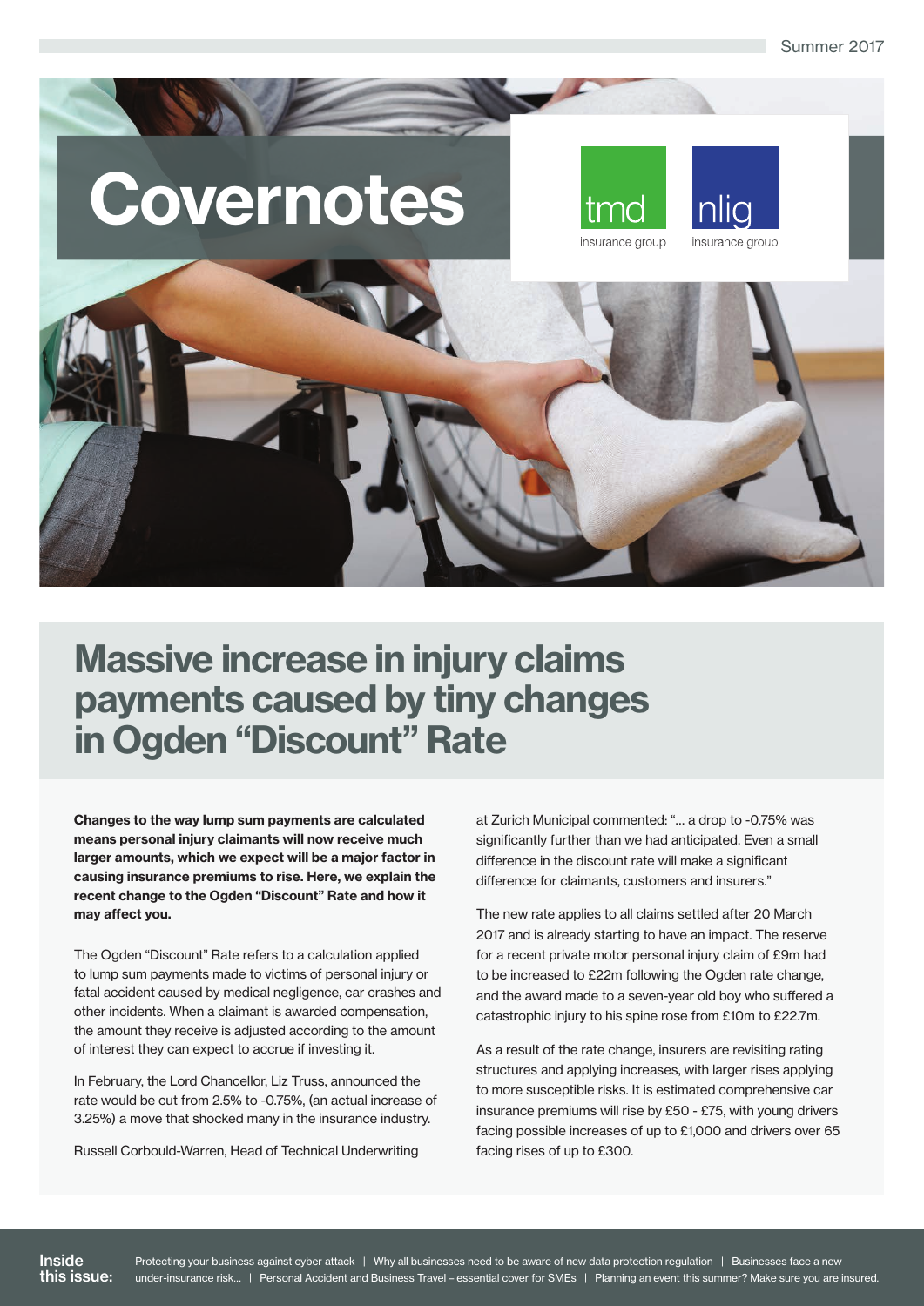# Covernotes

tmd insurance group

nlig insurance group

Summer 2017

## Massive increase in injury claims payments caused by tiny changes in Ogden "Discount" Rate

**Changes to the way lump sum payments are calculated means personal injury claimants will now receive much larger amounts, which we expect will be a major factor in causing insurance premiums to rise. Here, we explain the recent change to the Ogden "Discount" Rate and how it may affect you.**

The Ogden "Discount" Rate refers to a calculation applied to lump sum payments made to victims of personal injury or fatal accident caused by medical negligence, car crashes and other incidents. When a claimant is awarded compensation, the amount they receive is adjusted according to the amount of interest they can expect to accrue if investing it.

In February, the Lord Chancellor, Liz Truss, announced the rate would be cut from 2.5% to -0.75%, (an actual increase of 3.25%) a move that shocked many in the insurance industry.

Russell Corbould-Warren, Head of Technical Underwriting at Zurich Municipal commented: "... a drop to -0.75% was significantly further than we had anticipated. Even a small difference in the discount rate will make a significant difference for claimants, customers and insurers."

The new rate applies to all claims settled after 20 March 2017 and is already starting to have an impact. The reserve for a recent private motor personal injury claim of £9m had to be increased to £22m following the Ogden rate change, and the award made to a seven-year old boy who suffered a catastrophic injury to his spine rose from £10m to £22.7m.

As a result of the rate change, insurers are revisiting rating structures and applying increases, with larger rises applying to more susceptible risks. It is estimated comprehensive car insurance premiums will rise by £50 - £75, with young drivers facing possible increases of up to £1,000 and drivers over 65 facing rises of up to £300.

**Inside this issue:** Protecting your business against cyber attack | Why all businesses need to be aware of new data protection regulation | Businesses face a new under-insurance risk... | Personal Accident and Business Travel – essential cover for SMEs | Planning an event this summer? Make sure you are insured.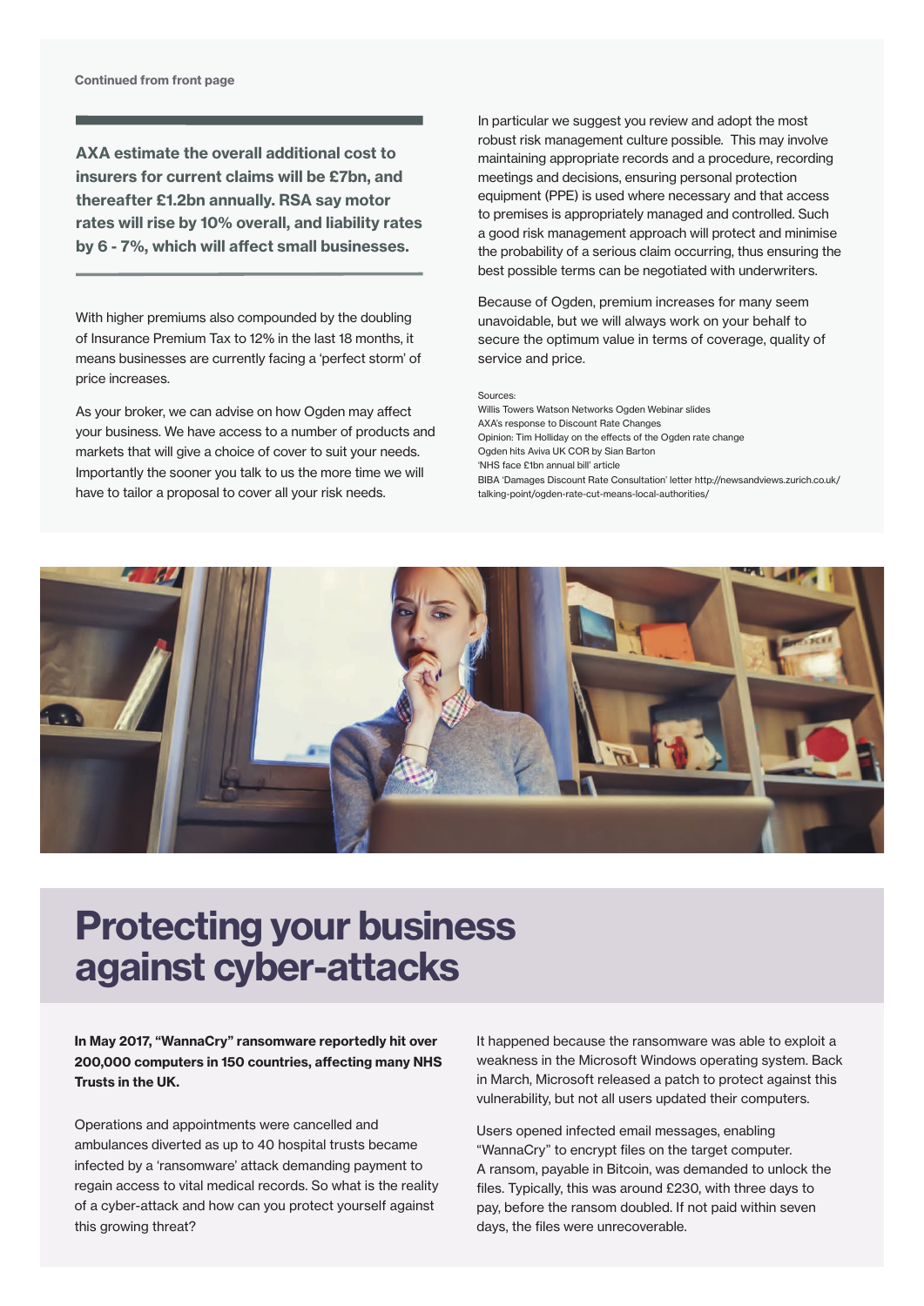Continued from front page

**AXA estimate the overall additional cost to insurers for current claims will be £7bn, and thereafter £1.2bn annually. RSA say motor rates will rise by 10% overall, and liability rates by 6 - 7%, which will affect small businesses.**

With higher premiums also compounded by the doubling of Insurance Premium Tax to 12% in the last 18 months, it means businesses are currently facing a 'perfect storm' of price increases.

As your broker, we can advise on how Ogden may affect your business. We have access to a number of products and markets that will give a choice of cover to suit your needs. Importantly the sooner you talk to us the more time we will have to tailor a proposal to cover all your risk needs.

In particular we suggest you review and adopt the most robust risk management culture possible. This may involve maintaining appropriate records and a procedure, recording meetings and decisions, ensuring personal protection equipment (PPE) is used where necessary and that access to premises is appropriately managed and controlled. Such a good risk management approach will protect and minimise the probability of a serious claim occurring, thus ensuring the best possible terms can be negotiated with underwriters.

Because of Ogden, premium increases for many seem unavoidable, but we will always work on your behalf to secure the optimum value in terms of coverage, quality of service and price.

Sources:
Willis Towers Watson Networks Ogden Webinar slides
AXA's response to Discount Rate Changes
Opinion: Tim Holliday on the effects of the Ogden rate change
Ogden hits Aviva UK COR by Sian Barton
'NHS face £1bn annual bill' article
BIBA 'Damages Discount Rate Consultation' letter http://newsandviews.zurich.co.uk/talking-point/ogden-rate-cut-means-local-authorities/

# Protecting your business against cyber-attacks

**In May 2017, "WannaCry" ransomware reportedly hit over 200,000 computers in 150 countries, affecting many NHS Trusts in the UK.**

Operations and appointments were cancelled and ambulances diverted as up to 40 hospital trusts became infected by a 'ransomware' attack demanding payment to regain access to vital medical records. So what is the reality of a cyber-attack and how can you protect yourself against this growing threat?

It happened because the ransomware was able to exploit a weakness in the Microsoft Windows operating system. Back in March, Microsoft released a patch to protect against this vulnerability, but not all users updated their computers.

Users opened infected email messages, enabling "WannaCry" to encrypt files on the target computer. A ransom, payable in Bitcoin, was demanded to unlock the files. Typically, this was around £230, with three days to pay, before the ransom doubled. If not paid within seven days, the files were unrecoverable.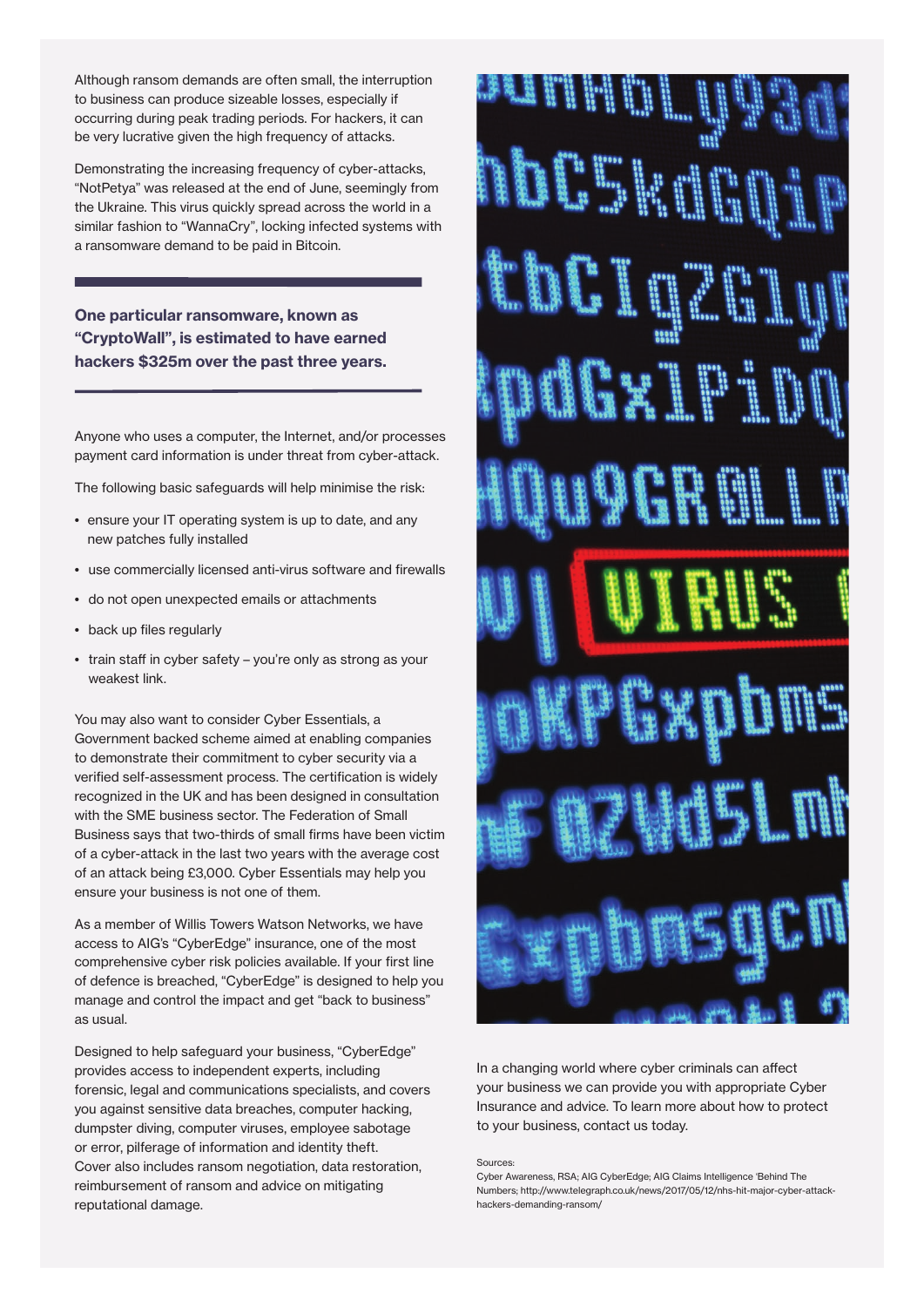Although ransom demands are often small, the interruption to business can produce sizeable losses, especially if occurring during peak trading periods. For hackers, it can be very lucrative given the high frequency of attacks.

Demonstrating the increasing frequency of cyber-attacks, "NotPetya" was released at the end of June, seemingly from the Ukraine. This virus quickly spread across the world in a similar fashion to "WannaCry", locking infected systems with a ransomware demand to be paid in Bitcoin.

**One particular ransomware, known as "CryptoWall", is estimated to have earned hackers $325m over the past three years.**

Anyone who uses a computer, the Internet, and/or processes payment card information is under threat from cyber-attack.

The following basic safeguards will help minimise the risk:

- ensure your IT operating system is up to date, and any new patches fully installed
- use commercially licensed anti-virus software and firewalls
- do not open unexpected emails or attachments
- back up files regularly
- train staff in cyber safety – you're only as strong as your weakest link.

You may also want to consider Cyber Essentials, a Government backed scheme aimed at enabling companies to demonstrate their commitment to cyber security via a verified self-assessment process. The certification is widely recognized in the UK and has been designed in consultation with the SME business sector. The Federation of Small Business says that two-thirds of small firms have been victim of a cyber-attack in the last two years with the average cost of an attack being £3,000. Cyber Essentials may help you ensure your business is not one of them.

As a member of Willis Towers Watson Networks, we have access to AIG's "CyberEdge" insurance, one of the most comprehensive cyber risk policies available. If your first line of defence is breached, "CyberEdge" is designed to help you manage and control the impact and get "back to business" as usual.

Designed to help safeguard your business, "CyberEdge" provides access to independent experts, including forensic, legal and communications specialists, and covers you against sensitive data breaches, computer hacking, dumpster diving, computer viruses, employee sabotage or error, pilferage of information and identity theft. Cover also includes ransom negotiation, data restoration, reimbursement of ransom and advice on mitigating reputational damage.

In a changing world where cyber criminals can affect your business we can provide you with appropriate Cyber Insurance and advice. To learn more about how to protect to your business, contact us today.

Sources:
Cyber Awareness, RSA; AIG CyberEdge; AIG Claims Intelligence 'Behind The Numbers; http://www.telegraph.co.uk/news/2017/05/12/nhs-hit-major-cyber-attack-hackers-demanding-ransom/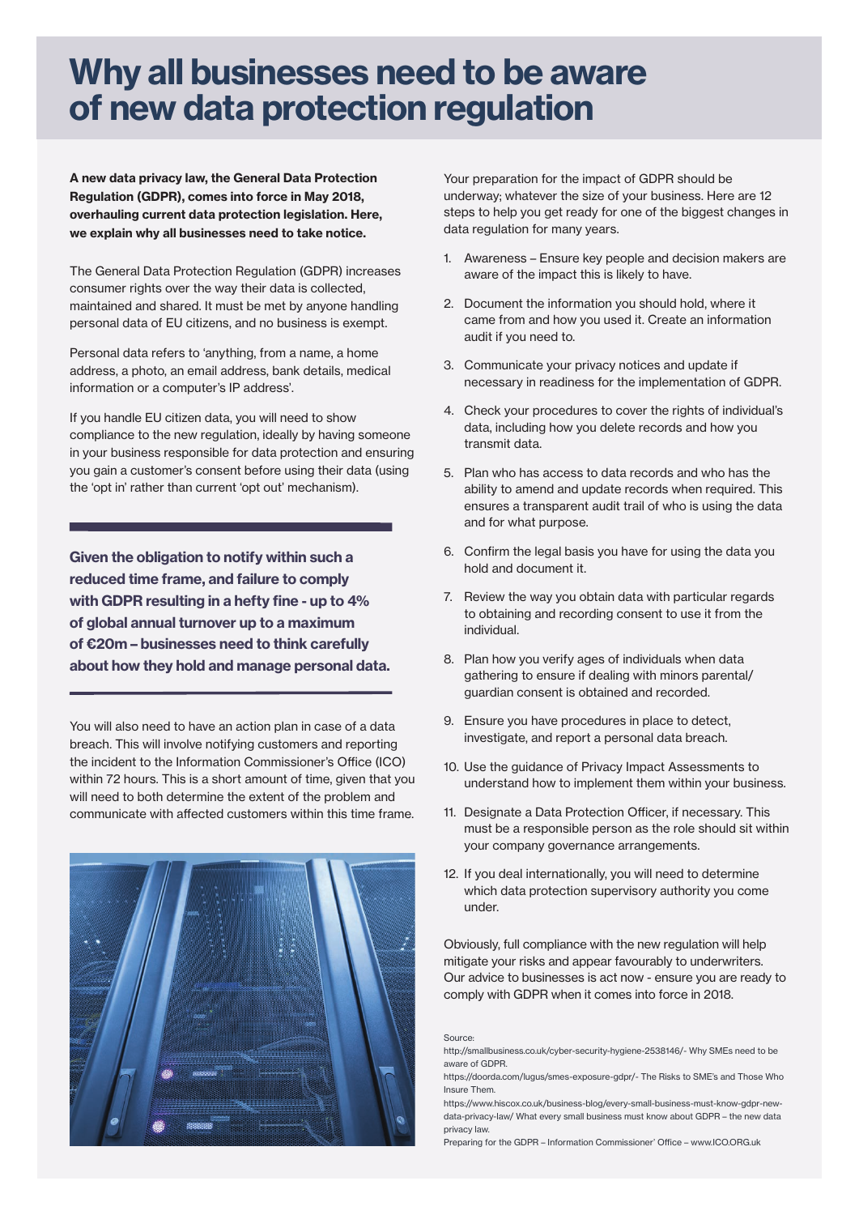# Why all businesses need to be aware of new data protection regulation

**A new data privacy law, the General Data Protection Regulation (GDPR), comes into force in May 2018, overhauling current data protection legislation. Here, we explain why all businesses need to take notice.**

The General Data Protection Regulation (GDPR) increases consumer rights over the way their data is collected, maintained and shared. It must be met by anyone handling personal data of EU citizens, and no business is exempt.

Personal data refers to 'anything, from a name, a home address, a photo, an email address, bank details, medical information or a computer's IP address'.

If you handle EU citizen data, you will need to show compliance to the new regulation, ideally by having someone in your business responsible for data protection and ensuring you gain a customer's consent before using their data (using the 'opt in' rather than current 'opt out' mechanism).

**Given the obligation to notify within such a reduced time frame, and failure to comply with GDPR resulting in a hefty fine - up to 4% of global annual turnover up to a maximum of €20m – businesses need to think carefully about how they hold and manage personal data.**

You will also need to have an action plan in case of a data breach. This will involve notifying customers and reporting the incident to the Information Commissioner's Office (ICO) within 72 hours. This is a short amount of time, given that you will need to both determine the extent of the problem and communicate with affected customers within this time frame.

Your preparation for the impact of GDPR should be underway; whatever the size of your business. Here are 12 steps to help you get ready for one of the biggest changes in data regulation for many years.

1. Awareness – Ensure key people and decision makers are aware of the impact this is likely to have.
2. Document the information you should hold, where it came from and how you used it. Create an information audit if you need to.
3. Communicate your privacy notices and update if necessary in readiness for the implementation of GDPR.
4. Check your procedures to cover the rights of individual's data, including how you delete records and how you transmit data.
5. Plan who has access to data records and who has the ability to amend and update records when required. This ensures a transparent audit trail of who is using the data and for what purpose.
6. Confirm the legal basis you have for using the data you hold and document it.
7. Review the way you obtain data with particular regards to obtaining and recording consent to use it from the individual.
8. Plan how you verify ages of individuals when data gathering to ensure if dealing with minors parental/guardian consent is obtained and recorded.
9. Ensure you have procedures in place to detect, investigate, and report a personal data breach.
10. Use the guidance of Privacy Impact Assessments to understand how to implement them within your business.
11. Designate a Data Protection Officer, if necessary. This must be a responsible person as the role should sit within your company governance arrangements.
12. If you deal internationally, you will need to determine which data protection supervisory authority you come under.

Obviously, full compliance with the new regulation will help mitigate your risks and appear favourably to underwriters. Our advice to businesses is act now - ensure you are ready to comply with GDPR when it comes into force in 2018.

Source:
http://smallbusiness.co.uk/cyber-security-hygiene-2538146/- Why SMEs need to be aware of GDPR.
https://doorda.com/lugus/smes-exposure-gdpr/- The Risks to SME's and Those Who Insure Them.
https://www.hiscox.co.uk/business-blog/every-small-business-must-know-gdpr-new-data-privacy-law/ What every small business must know about GDPR – the new data privacy law.
Preparing for the GDPR – Information Commissioner' Office – www.ICO.ORG.uk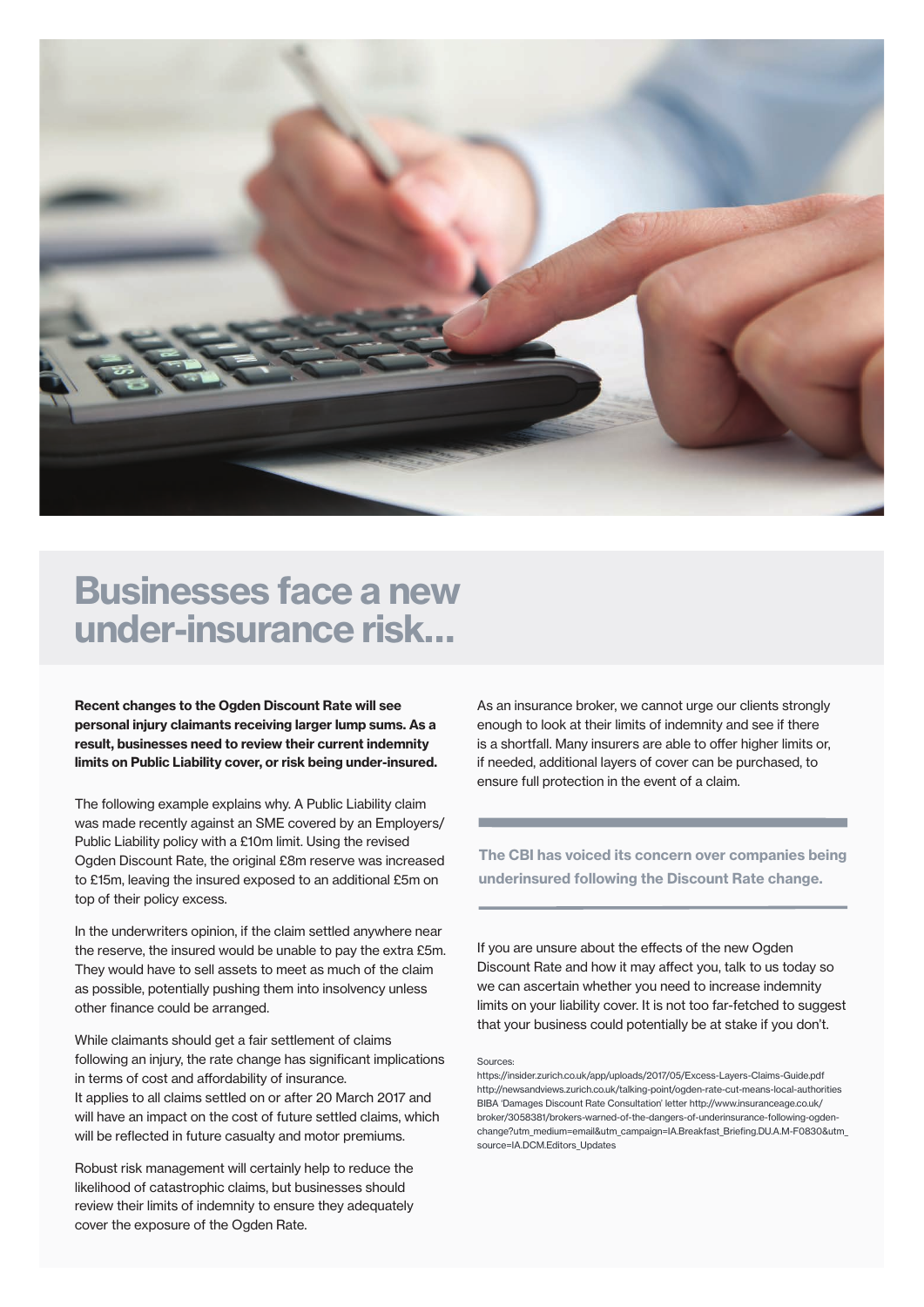# Businesses face a new under-insurance risk...

**Recent changes to the Ogden Discount Rate will see personal injury claimants receiving larger lump sums. As a result, businesses need to review their current indemnity limits on Public Liability cover, or risk being under-insured.**

The following example explains why. A Public Liability claim was made recently against an SME covered by an Employers/ Public Liability policy with a £10m limit. Using the revised Ogden Discount Rate, the original £8m reserve was increased to £15m, leaving the insured exposed to an additional £5m on top of their policy excess.

In the underwriters opinion, if the claim settled anywhere near the reserve, the insured would be unable to pay the extra £5m. They would have to sell assets to meet as much of the claim as possible, potentially pushing them into insolvency unless other finance could be arranged.

While claimants should get a fair settlement of claims following an injury, the rate change has significant implications in terms of cost and affordability of insurance.
It applies to all claims settled on or after 20 March 2017 and will have an impact on the cost of future settled claims, which will be reflected in future casualty and motor premiums.

Robust risk management will certainly help to reduce the likelihood of catastrophic claims, but businesses should review their limits of indemnity to ensure they adequately cover the exposure of the Ogden Rate.

As an insurance broker, we cannot urge our clients strongly enough to look at their limits of indemnity and see if there is a shortfall. Many insurers are able to offer higher limits or, if needed, additional layers of cover can be purchased, to ensure full protection in the event of a claim.

**The CBI has voiced its concern over companies being underinsured following the Discount Rate change.**

If you are unsure about the effects of the new Ogden Discount Rate and how it may affect you, talk to us today so we can ascertain whether you need to increase indemnity limits on your liability cover. It is not too far-fetched to suggest that your business could potentially be at stake if you don't.

Sources:
https://insider.zurich.co.uk/app/uploads/2017/05/Excess-Layers-Claims-Guide.pdf
http://newsandviews.zurich.co.uk/talking-point/ogden-rate-cut-means-local-authorities
BIBA 'Damages Discount Rate Consultation' letter http://www.insuranceage.co.uk/broker/3058381/brokers-warned-of-the-dangers-of-underinsurance-following-ogden-change?utm_medium=email&utm_campaign=IA.Breakfast_Briefing.DU.A.M-F0830&utm_source=IA.DCM.Editors_Updates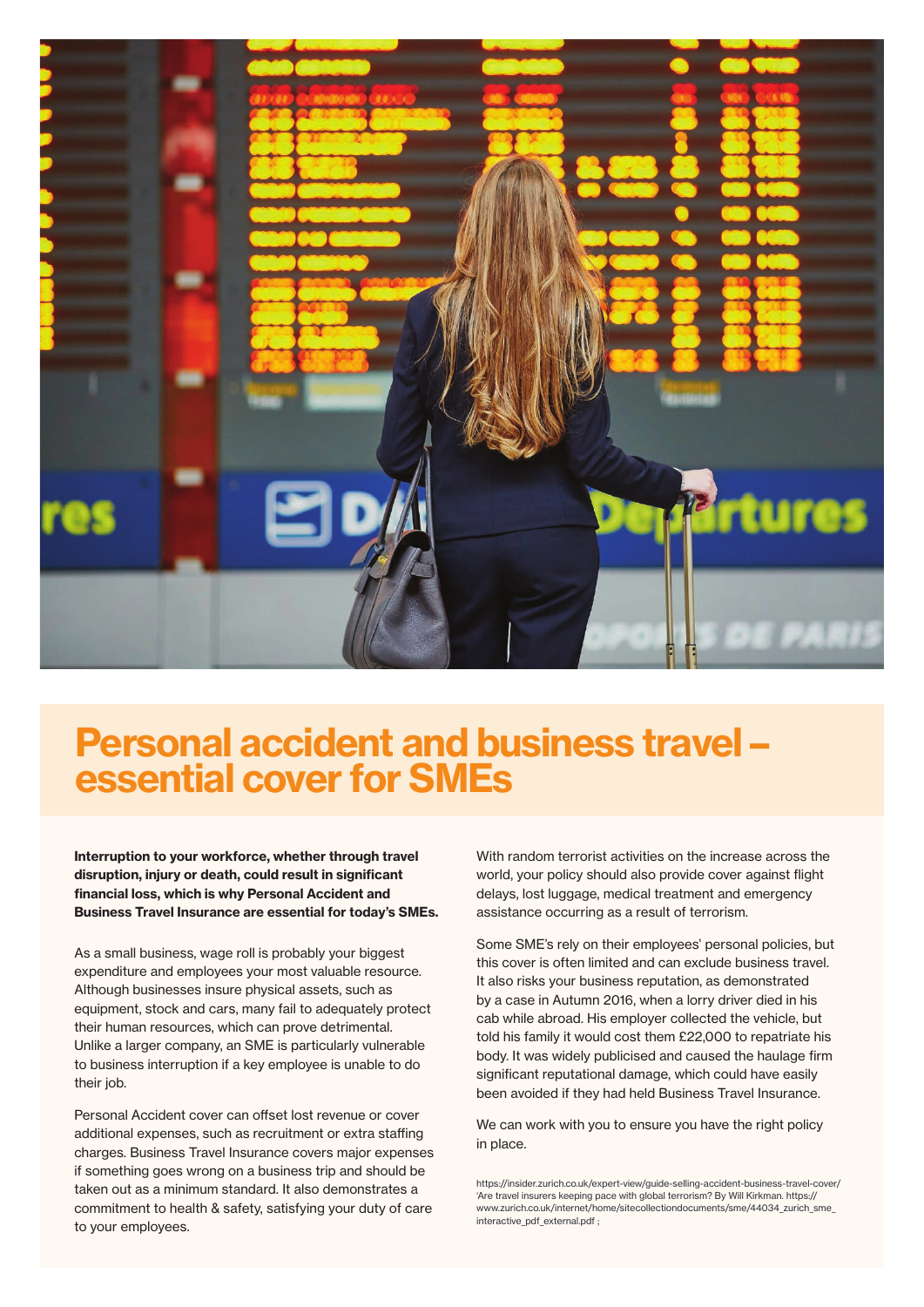# Personal accident and business travel – essential cover for SMEs

**Interruption to your workforce, whether through travel disruption, injury or death, could result in significant financial loss, which is why Personal Accident and Business Travel Insurance are essential for today's SMEs.**

As a small business, wage roll is probably your biggest expenditure and employees your most valuable resource. Although businesses insure physical assets, such as equipment, stock and cars, many fail to adequately protect their human resources, which can prove detrimental. Unlike a larger company, an SME is particularly vulnerable to business interruption if a key employee is unable to do their job.

Personal Accident cover can offset lost revenue or cover additional expenses, such as recruitment or extra staffing charges. Business Travel Insurance covers major expenses if something goes wrong on a business trip and should be taken out as a minimum standard. It also demonstrates a commitment to health & safety, satisfying your duty of care to your employees.

With random terrorist activities on the increase across the world, your policy should also provide cover against flight delays, lost luggage, medical treatment and emergency assistance occurring as a result of terrorism.

Some SME's rely on their employees' personal policies, but this cover is often limited and can exclude business travel. It also risks your business reputation, as demonstrated by a case in Autumn 2016, when a lorry driver died in his cab while abroad. His employer collected the vehicle, but told his family it would cost them £22,000 to repatriate his body. It was widely publicised and caused the haulage firm significant reputational damage, which could have easily been avoided if they had held Business Travel Insurance.

We can work with you to ensure you have the right policy in place.

https://insider.zurich.co.uk/expert-view/guide-selling-accident-business-travel-cover/ 'Are travel insurers keeping pace with global terrorism? By Will Kirkman. https://www.zurich.co.uk/internet/home/sitecollectiondocuments/sme/44034_zurich_sme_interactive_pdf_external.pdf ;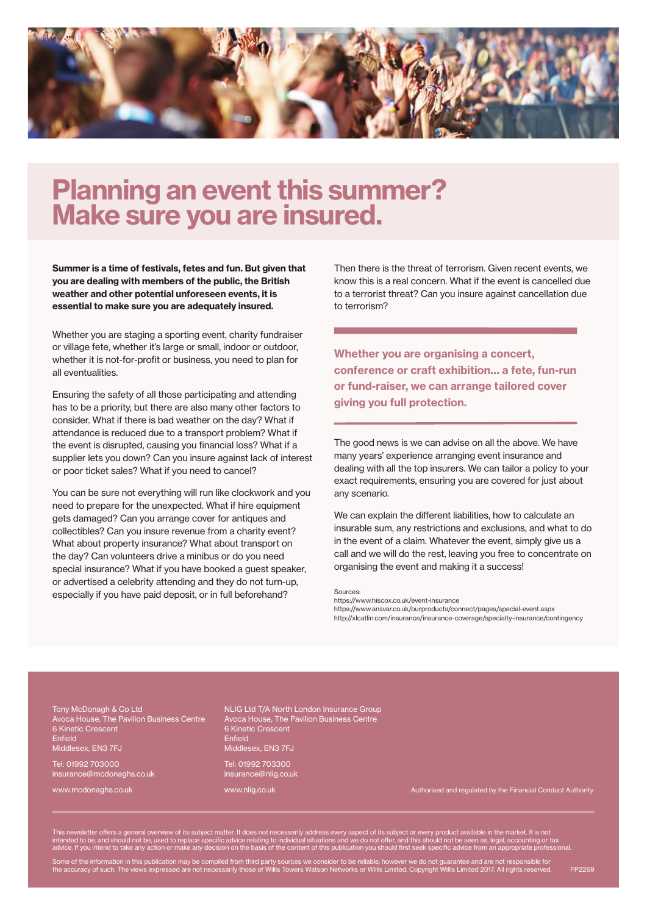# Planning an event this summer? Make sure you are insured.

**Summer is a time of festivals, fetes and fun. But given that you are dealing with members of the public, the British weather and other potential unforeseen events, it is essential to make sure you are adequately insured.**

Whether you are staging a sporting event, charity fundraiser or village fete, whether it's large or small, indoor or outdoor, whether it is not-for-profit or business, you need to plan for all eventualities.

Ensuring the safety of all those participating and attending has to be a priority, but there are also many other factors to consider. What if there is bad weather on the day? What if attendance is reduced due to a transport problem? What if the event is disrupted, causing you financial loss? What if a supplier lets you down? Can you insure against lack of interest or poor ticket sales? What if you need to cancel?

You can be sure not everything will run like clockwork and you need to prepare for the unexpected. What if hire equipment gets damaged? Can you arrange cover for antiques and collectibles? Can you insure revenue from a charity event? What about property insurance? What about transport on the day? Can volunteers drive a minibus or do you need special insurance? What if you have booked a guest speaker, or advertised a celebrity attending and they do not turn-up, especially if you have paid deposit, or in full beforehand?

Then there is the threat of terrorism. Given recent events, we know this is a real concern. What if the event is cancelled due to a terrorist threat? Can you insure against cancellation due to terrorism?

**Whether you are organising a concert, conference or craft exhibition... a fete, fun-run or fund-raiser, we can arrange tailored cover giving you full protection.**

The good news is we can advise on all the above. We have many years' experience arranging event insurance and dealing with all the top insurers. We can tailor a policy to your exact requirements, ensuring you are covered for just about any scenario.

We can explain the different liabilities, how to calculate an insurable sum, any restrictions and exclusions, and what to do in the event of a claim. Whatever the event, simply give us a call and we will do the rest, leaving you free to concentrate on organising the event and making it a success!

Sources:
https://www.hiscox.co.uk/event-insurance
https://www.ansvar.co.uk/ourproducts/connect/pages/special-event.aspx
http://xlcatlin.com/insurance/insurance-coverage/specialty-insurance/contingency

Tony McDonagh & Co Ltd
Avoca House, The Pavilion Business Centre
6 Kinetic Crescent
Enfield
Middlesex, EN3 7FJ

Tel: 01992 703000
insurance@mcdonaghs.co.uk

www.mcdonaghs.co.uk

NLIG Ltd T/A North London Insurance Group
Avoca House, The Pavilion Business Centre
6 Kinetic Crescent
Enfield
Middlesex, EN3 7FJ

Tel: 01992 703300
insurance@nlig.co.uk

www.nlig.co.uk

Authorised and regulated by the Financial Conduct Authority.

This newsletter offers a general overview of its subject matter. It does not necessarily address every aspect of its subject or every product available in the market. It is not intended to be, and should not be, used to replace specific advice relating to individual situations and we do not offer, and this should not be seen as, legal, accounting or tax advice. If you intend to take any action or make any decision on the basis of the content of this publication you should first seek specific advice from an appropriate professional.

Some of the information in this publication may be compiled from third party sources we consider to be reliable, however we do not guarantee and are not responsible for the accuracy of such. The views expressed are not necessarily those of Willis Towers Watson Networks or Willis Limited. Copyright Willis Limited 2017. All rights reserved. FP2269